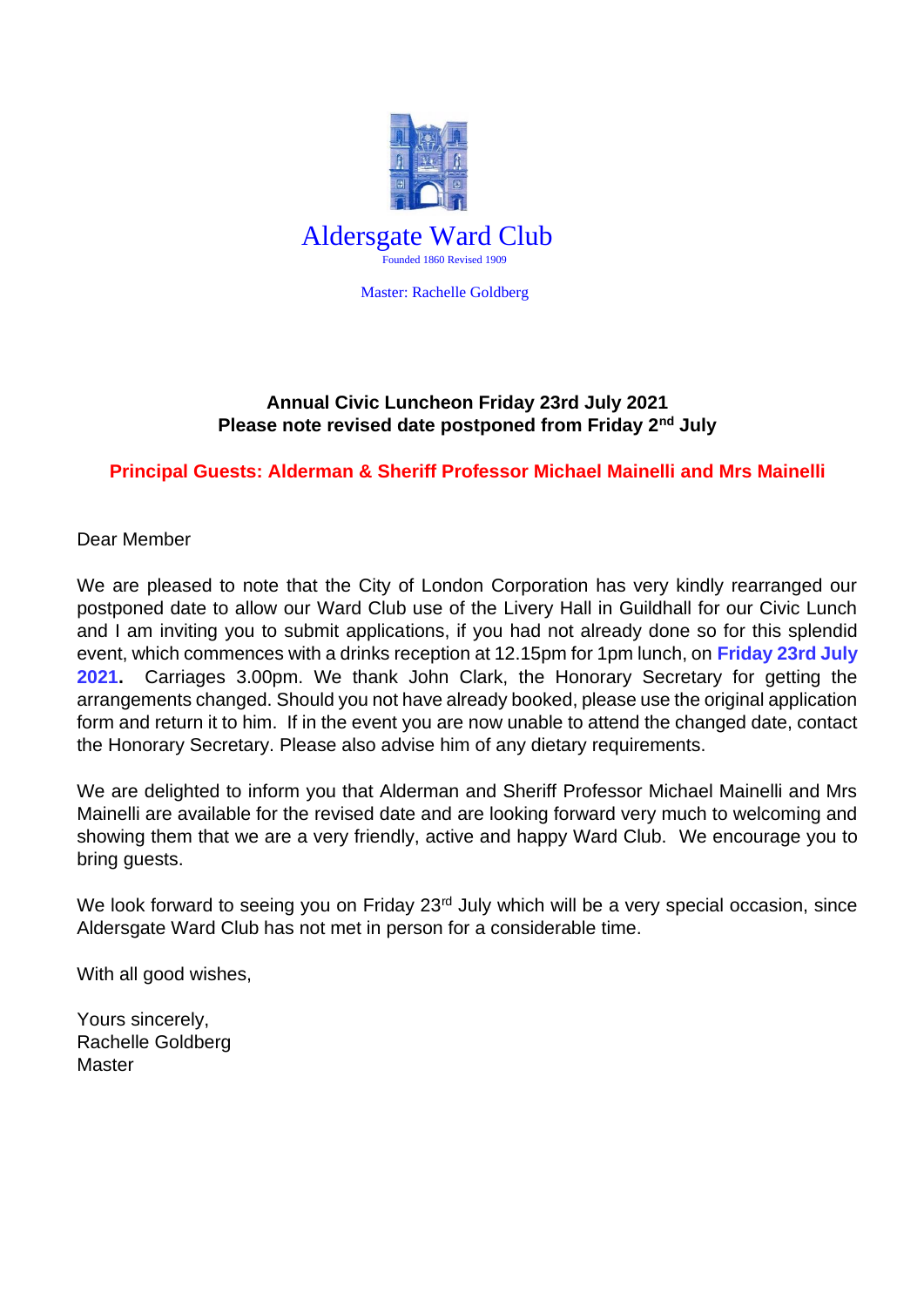# Aldersgate Ward Club

Founded 1860 Revised 1909

Master: Rachelle Goldberg

**Annual Civic Luncheon Friday 23rd July 2021**
**Please note revised date postponed from Friday 2nd July**

**Principal Guests: Alderman & Sheriff Professor Michael Mainelli and Mrs Mainelli**

Dear Member

We are pleased to note that the City of London Corporation has very kindly rearranged our postponed date to allow our Ward Club use of the Livery Hall in Guildhall for our Civic Lunch and I am inviting you to submit applications, if you had not already done so for this splendid event, which commences with a drinks reception at 12.15pm for 1pm lunch, on **Friday 23rd July 2021.** Carriages 3.00pm. We thank John Clark, the Honorary Secretary for getting the arrangements changed. Should you not have already booked, please use the original application form and return it to him. If in the event you are now unable to attend the changed date, contact the Honorary Secretary. Please also advise him of any dietary requirements.

We are delighted to inform you that Alderman and Sheriff Professor Michael Mainelli and Mrs Mainelli are available for the revised date and are looking forward very much to welcoming and showing them that we are a very friendly, active and happy Ward Club. We encourage you to bring guests.

We look forward to seeing you on Friday 23rd July which will be a very special occasion, since Aldersgate Ward Club has not met in person for a considerable time.

With all good wishes,

Yours sincerely,
Rachelle Goldberg
Master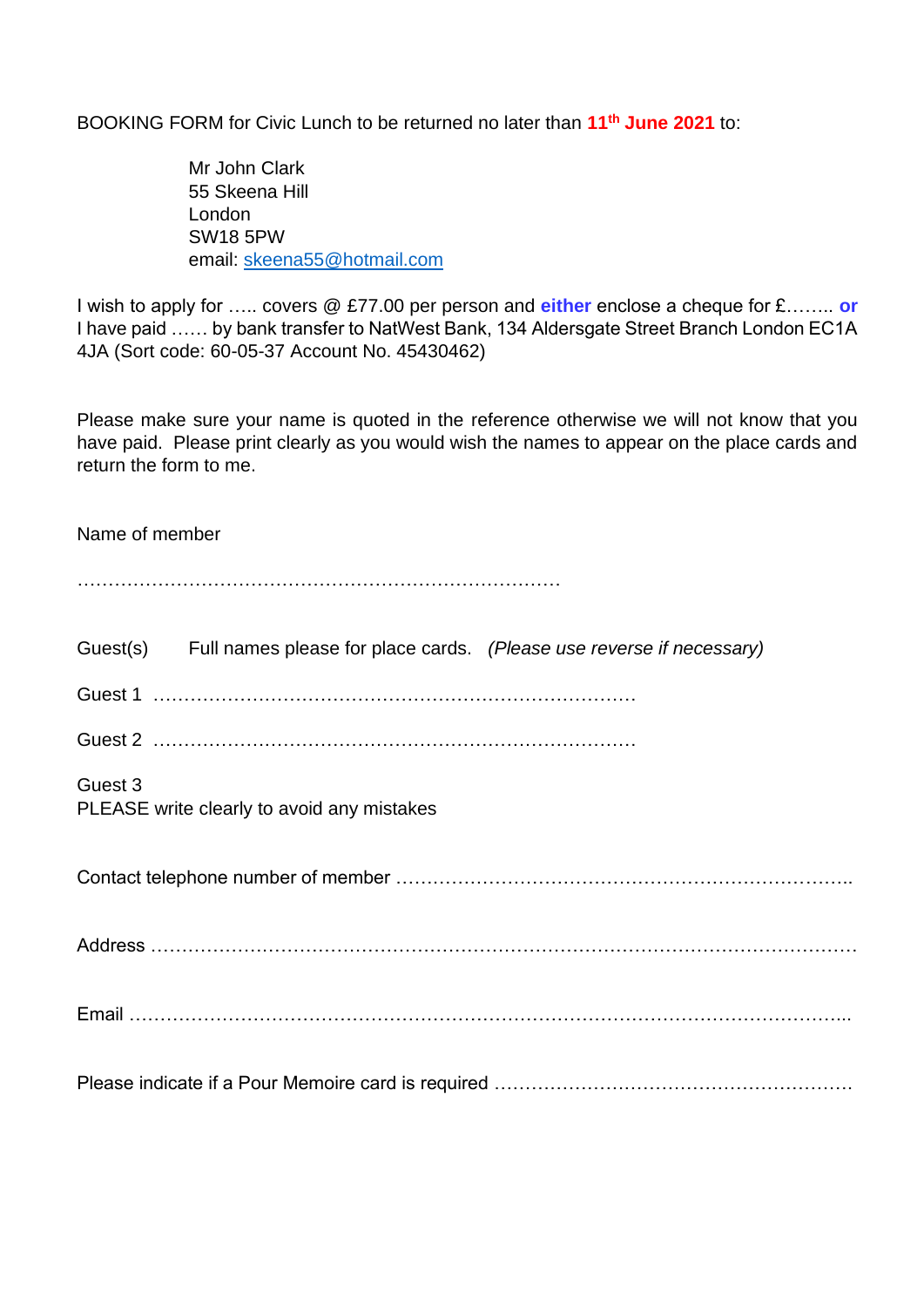BOOKING FORM for Civic Lunch to be returned no later than **11th June 2021** to:

Mr John Clark
55 Skeena Hill
London
SW18 5PW
email: skeena55@hotmail.com

I wish to apply for ….. covers @ £77.00 per person and **either** enclose a cheque for £…….. **or** I have paid …… by bank transfer to NatWest Bank, 134 Aldersgate Street Branch London EC1A 4JA (Sort code: 60-05-37 Account No. 45430462)

Please make sure your name is quoted in the reference otherwise we will not know that you have paid. Please print clearly as you would wish the names to appear on the place cards and return the form to me.

Name of member

…………………………………………………………………….

Guest(s) Full names please for place cards. *(Please use reverse if necessary)*

Guest 1 …………………………………………………………………….

Guest 2 …………………………………………………………………….

Guest 3
PLEASE write clearly to avoid any mistakes

Contact telephone number of member ………………………………………………………………..

Address ……………………………………………………………………………………………………

Email ……………………………………………………………………………………………………...

Please indicate if a Pour Memoire card is required …………………………………………………